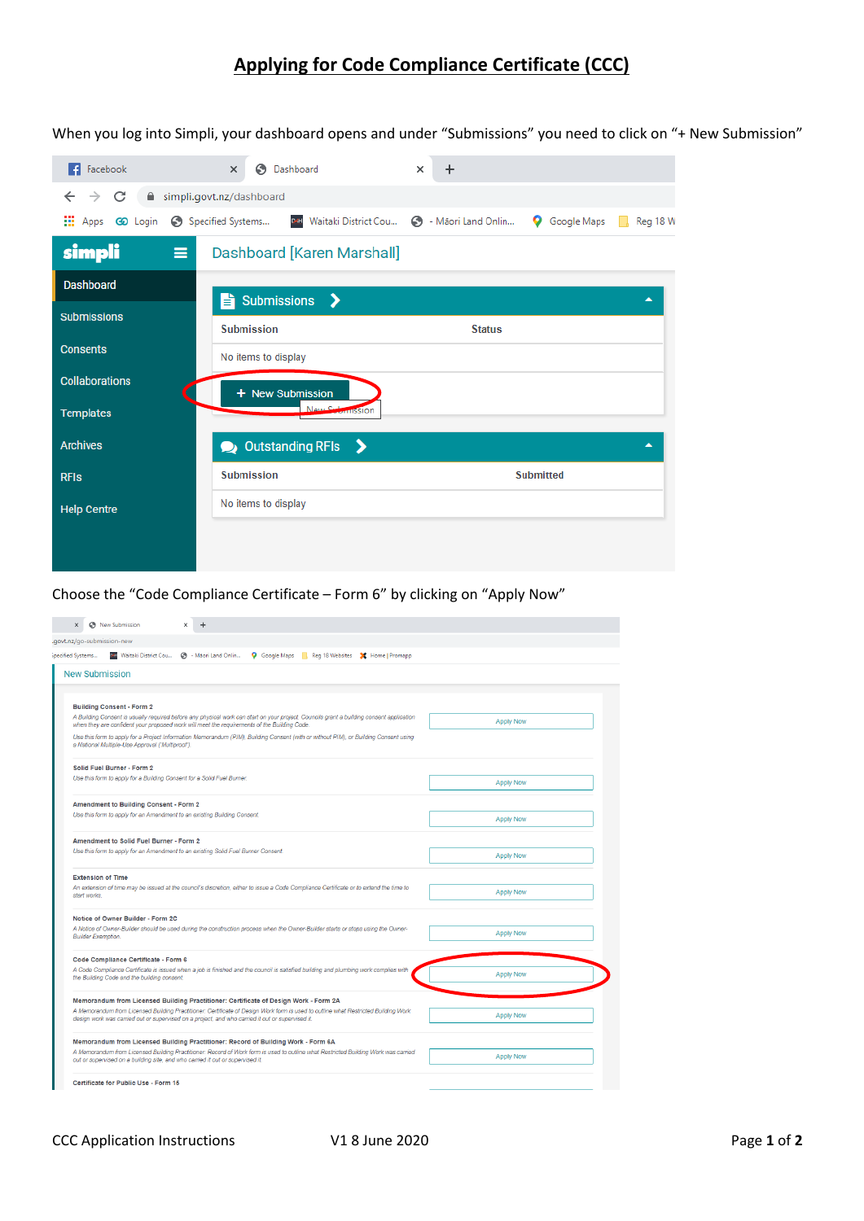# Applying for Code Compliance Certificate (CCC)

When you log into Simpli, your dashboard opens and under "Submissions" you need to click on "+ New Submission"

Choose the "Code Compliance Certificate – Form 6" by clicking on "Apply Now"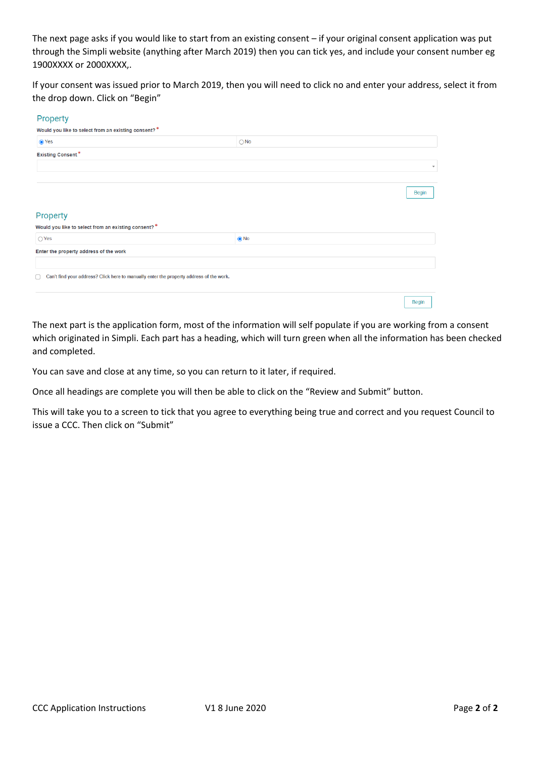The next page asks if you would like to start from an existing consent – if your original consent application was put through the Simpli website (anything after March 2019) then you can tick yes, and include your consent number eg 1900XXXX or 2000XXXX,.

If your consent was issued prior to March 2019, then you will need to click no and enter your address, select it from the drop down. Click on "Begin"

Property

Would you like to select from an existing consent? *

◉ Yes ○ No

Existing Consent *

Begin

Property

Would you like to select from an existing consent? *

○ Yes ◉ No

Enter the property address of the work

☐ Can't find your address? Click here to manually enter the property address of the work.

Begin

The next part is the application form, most of the information will self populate if you are working from a consent which originated in Simpli. Each part has a heading, which will turn green when all the information has been checked and completed.

You can save and close at any time, so you can return to it later, if required.

Once all headings are complete you will then be able to click on the "Review and Submit" button.

This will take you to a screen to tick that you agree to everything being true and correct and you request Council to issue a CCC. Then click on "Submit"